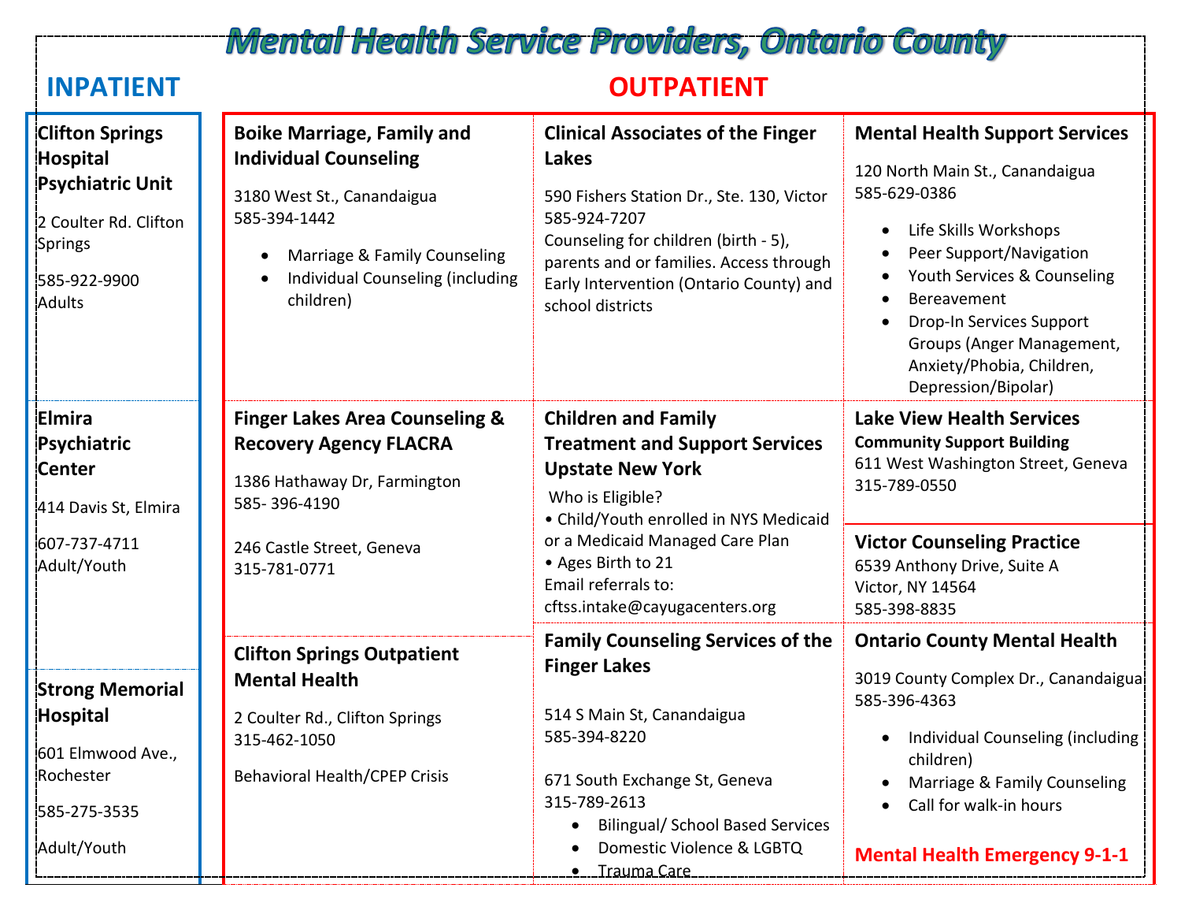# Mental Health Service Providers, Ontario County

## INPATIENT

### Clifton Springs Hospital Psychiatric Unit

2 Coulter Rd. Clifton Springs

585-922-9900
Adults

### Elmira Psychiatric Center

414 Davis St, Elmira

607-737-4711
Adult/Youth

### Strong Memorial Hospital

601 Elmwood Ave., Rochester

585-275-3535

Adult/Youth

## OUTPATIENT

### Boike Marriage, Family and Individual Counseling

3180 West St., Canandaigua
585-394-1442

- Marriage & Family Counseling
- Individual Counseling (including children)

### Clinical Associates of the Finger Lakes

590 Fishers Station Dr., Ste. 130, Victor
585-924-7207
Counseling for children (birth - 5), parents and or families. Access through Early Intervention (Ontario County) and school districts

### Mental Health Support Services

120 North Main St., Canandaigua
585-629-0386

- Life Skills Workshops
- Peer Support/Navigation
- Youth Services & Counseling
- Bereavement
- Drop-In Services Support Groups (Anger Management, Anxiety/Phobia, Children, Depression/Bipolar)

### Finger Lakes Area Counseling & Recovery Agency FLACRA

1386 Hathaway Dr, Farmington
585- 396-4190

246 Castle Street, Geneva
315-781-0771

### Children and Family Treatment and Support Services Upstate New York

Who is Eligible?
• Child/Youth enrolled in NYS Medicaid or a Medicaid Managed Care Plan
• Ages Birth to 21
Email referrals to:
cftss.intake@cayugacenters.org

### Lake View Health Services

**Community Support Building**
611 West Washington Street, Geneva
315-789-0550

### Victor Counseling Practice

6539 Anthony Drive, Suite A
Victor, NY 14564
585-398-8835

### Clifton Springs Outpatient Mental Health

2 Coulter Rd., Clifton Springs
315-462-1050

Behavioral Health/CPEP Crisis

### Family Counseling Services of the Finger Lakes

514 S Main St, Canandaigua
585-394-8220

671 South Exchange St, Geneva
315-789-2613

- Bilingual/ School Based Services
- Domestic Violence & LGBTQ
- Trauma Care

### Ontario County Mental Health

3019 County Complex Dr., Canandaigua
585-396-4363

- Individual Counseling (including children)
- Marriage & Family Counseling
- Call for walk-in hours

**Mental Health Emergency 9-1-1**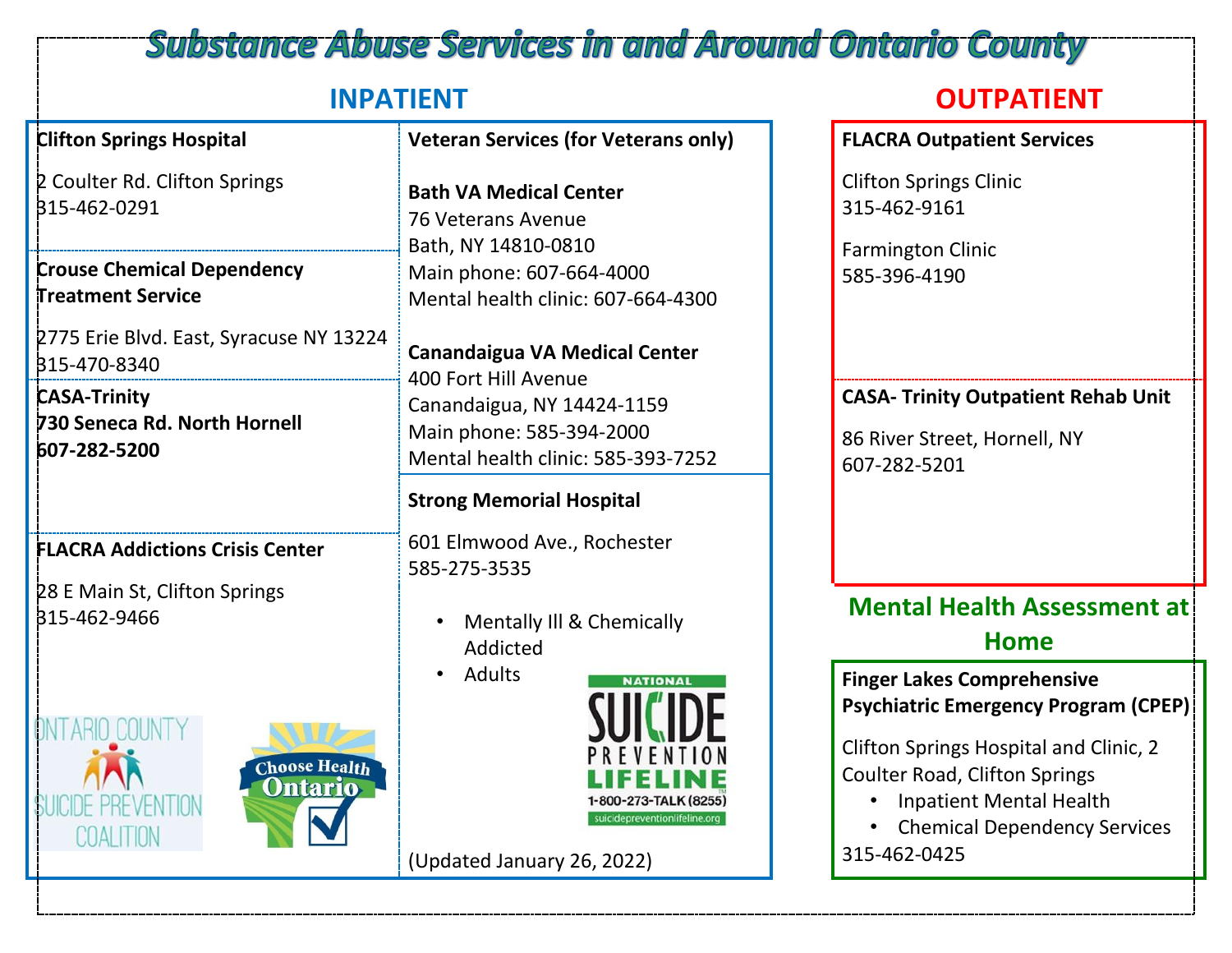# Substance Abuse Services in and Around Ontario County

## INPATIENT

**Clifton Springs Hospital**

2 Coulter Rd. Clifton Springs
315-462-0291

**Crouse Chemical Dependency Treatment Service**

2775 Erie Blvd. East, Syracuse NY 13224
315-470-8340

**CASA-Trinity**
**730 Seneca Rd. North Hornell**
**607-282-5200**

**FLACRA Addictions Crisis Center**

28 E Main St, Clifton Springs
315-462-9466

ONTARIO COUNTY SUICIDE PREVENTION COALITION

Choose Health Ontario

**Veteran Services (for Veterans only)**

**Bath VA Medical Center**
76 Veterans Avenue
Bath, NY 14810-0810
Main phone: 607-664-4000
Mental health clinic: 607-664-4300

**Canandaigua VA Medical Center**
400 Fort Hill Avenue
Canandaigua, NY 14424-1159
Main phone: 585-394-2000
Mental health clinic: 585-393-7252

**Strong Memorial Hospital**

601 Elmwood Ave., Rochester
585-275-3535

- Mentally Ill & Chemically Addicted
- Adults

NATIONAL SUICIDE PREVENTION LIFELINE
1-800-273-TALK (8255)
suicidepreventionlifeline.org

(Updated January 26, 2022)

## OUTPATIENT

**FLACRA Outpatient Services**

Clifton Springs Clinic
315-462-9161

Farmington Clinic
585-396-4190

**CASA- Trinity Outpatient Rehab Unit**

86 River Street, Hornell, NY
607-282-5201

## Mental Health Assessment at Home

**Finger Lakes Comprehensive Psychiatric Emergency Program (CPEP)**

Clifton Springs Hospital and Clinic, 2 Coulter Road, Clifton Springs

- Inpatient Mental Health
- Chemical Dependency Services

315-462-0425